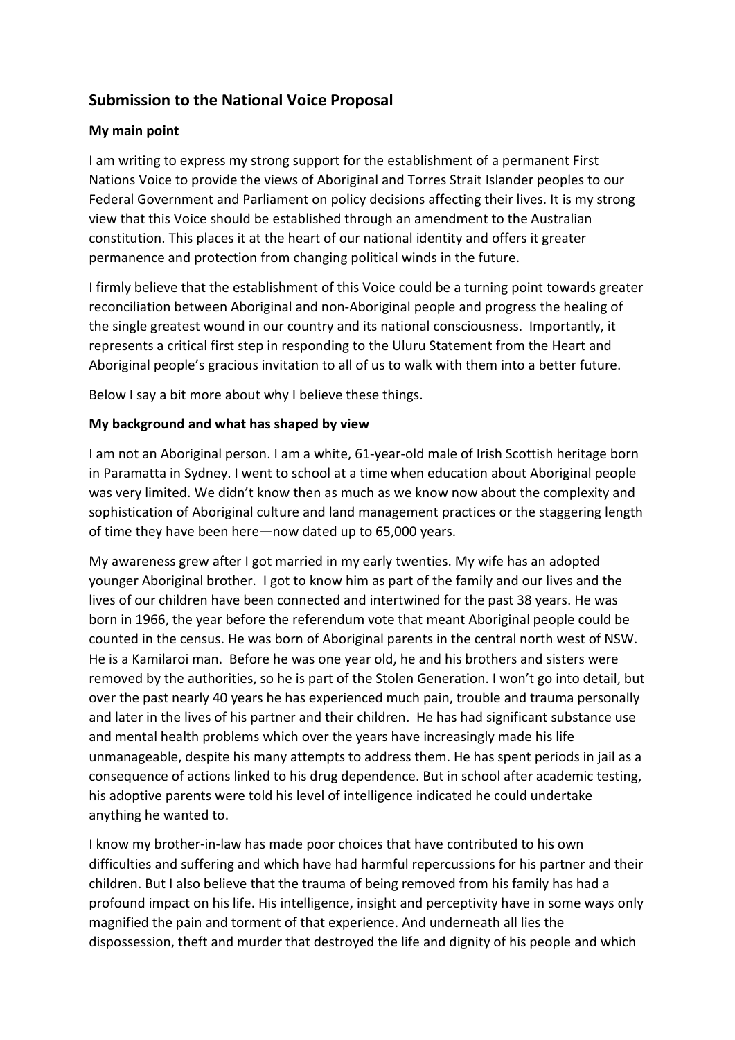## Submission to the National Voice Proposal

### My main point

I am writing to express my strong support for the establishment of a permanent First Nations Voice to provide the views of Aboriginal and Torres Strait Islander peoples to our Federal Government and Parliament on policy decisions affecting their lives. It is my strong view that this Voice should be established through an amendment to the Australian constitution. This places it at the heart of our national identity and offers it greater permanence and protection from changing political winds in the future.

I firmly believe that the establishment of this Voice could be a turning point towards greater reconciliation between Aboriginal and non-Aboriginal people and progress the healing of the single greatest wound in our country and its national consciousness. Importantly, it represents a critical first step in responding to the Uluru Statement from the Heart and Aboriginal people's gracious invitation to all of us to walk with them into a better future.

Below I say a bit more about why I believe these things.

### My background and what has shaped by view

I am not an Aboriginal person. I am a white, 61-year-old male of Irish Scottish heritage born in Paramatta in Sydney. I went to school at a time when education about Aboriginal people was very limited. We didn't know then as much as we know now about the complexity and sophistication of Aboriginal culture and land management practices or the staggering length of time they have been here—now dated up to 65,000 years.

My awareness grew after I got married in my early twenties. My wife has an adopted younger Aboriginal brother. I got to know him as part of the family and our lives and the lives of our children have been connected and intertwined for the past 38 years. He was born in 1966, the year before the referendum vote that meant Aboriginal people could be counted in the census. He was born of Aboriginal parents in the central north west of NSW. He is a Kamilaroi man. Before he was one year old, he and his brothers and sisters were removed by the authorities, so he is part of the Stolen Generation. I won't go into detail, but over the past nearly 40 years he has experienced much pain, trouble and trauma personally and later in the lives of his partner and their children. He has had significant substance use and mental health problems which over the years have increasingly made his life unmanageable, despite his many attempts to address them. He has spent periods in jail as a consequence of actions linked to his drug dependence. But in school after academic testing, his adoptive parents were told his level of intelligence indicated he could undertake anything he wanted to.

I know my brother-in-law has made poor choices that have contributed to his own difficulties and suffering and which have had harmful repercussions for his partner and their children. But I also believe that the trauma of being removed from his family has had a profound impact on his life. His intelligence, insight and perceptivity have in some ways only magnified the pain and torment of that experience. And underneath all lies the dispossession, theft and murder that destroyed the life and dignity of his people and which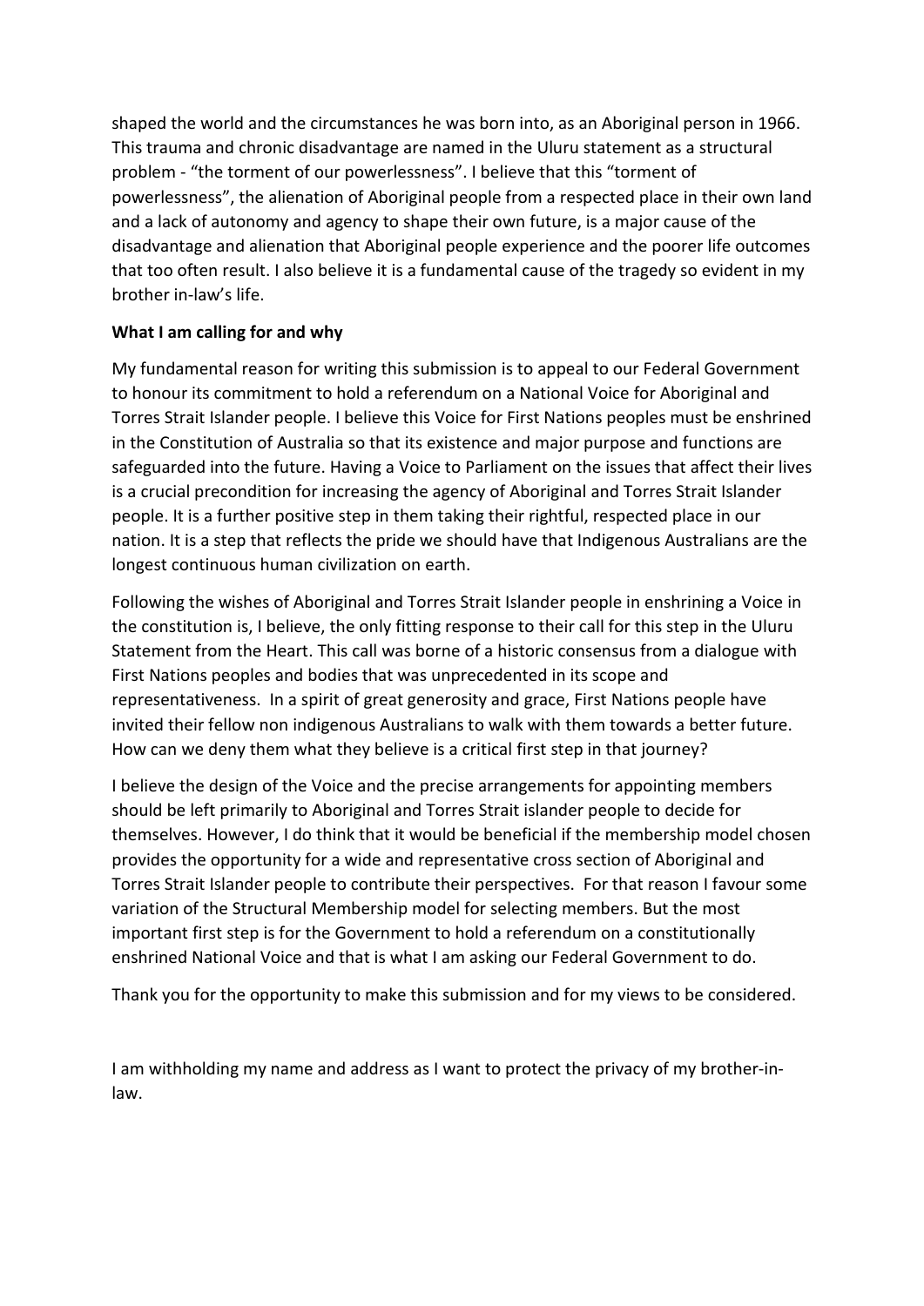shaped the world and the circumstances he was born into, as an Aboriginal person in 1966. This trauma and chronic disadvantage are named in the Uluru statement as a structural problem - “the torment of our powerlessness”. I believe that this “torment of powerlessness”, the alienation of Aboriginal people from a respected place in their own land and a lack of autonomy and agency to shape their own future, is a major cause of the disadvantage and alienation that Aboriginal people experience and the poorer life outcomes that too often result. I also believe it is a fundamental cause of the tragedy so evident in my brother in-law’s life.

**What I am calling for and why**

My fundamental reason for writing this submission is to appeal to our Federal Government to honour its commitment to hold a referendum on a National Voice for Aboriginal and Torres Strait Islander people. I believe this Voice for First Nations peoples must be enshrined in the Constitution of Australia so that its existence and major purpose and functions are safeguarded into the future. Having a Voice to Parliament on the issues that affect their lives is a crucial precondition for increasing the agency of Aboriginal and Torres Strait Islander people. It is a further positive step in them taking their rightful, respected place in our nation. It is a step that reflects the pride we should have that Indigenous Australians are the longest continuous human civilization on earth.

Following the wishes of Aboriginal and Torres Strait Islander people in enshrining a Voice in the constitution is, I believe, the only fitting response to their call for this step in the Uluru Statement from the Heart. This call was borne of a historic consensus from a dialogue with First Nations peoples and bodies that was unprecedented in its scope and representativeness. In a spirit of great generosity and grace, First Nations people have invited their fellow non indigenous Australians to walk with them towards a better future. How can we deny them what they believe is a critical first step in that journey?

I believe the design of the Voice and the precise arrangements for appointing members should be left primarily to Aboriginal and Torres Strait islander people to decide for themselves. However, I do think that it would be beneficial if the membership model chosen provides the opportunity for a wide and representative cross section of Aboriginal and Torres Strait Islander people to contribute their perspectives. For that reason I favour some variation of the Structural Membership model for selecting members. But the most important first step is for the Government to hold a referendum on a constitutionally enshrined National Voice and that is what I am asking our Federal Government to do.

Thank you for the opportunity to make this submission and for my views to be considered.

I am withholding my name and address as I want to protect the privacy of my brother-in-law.